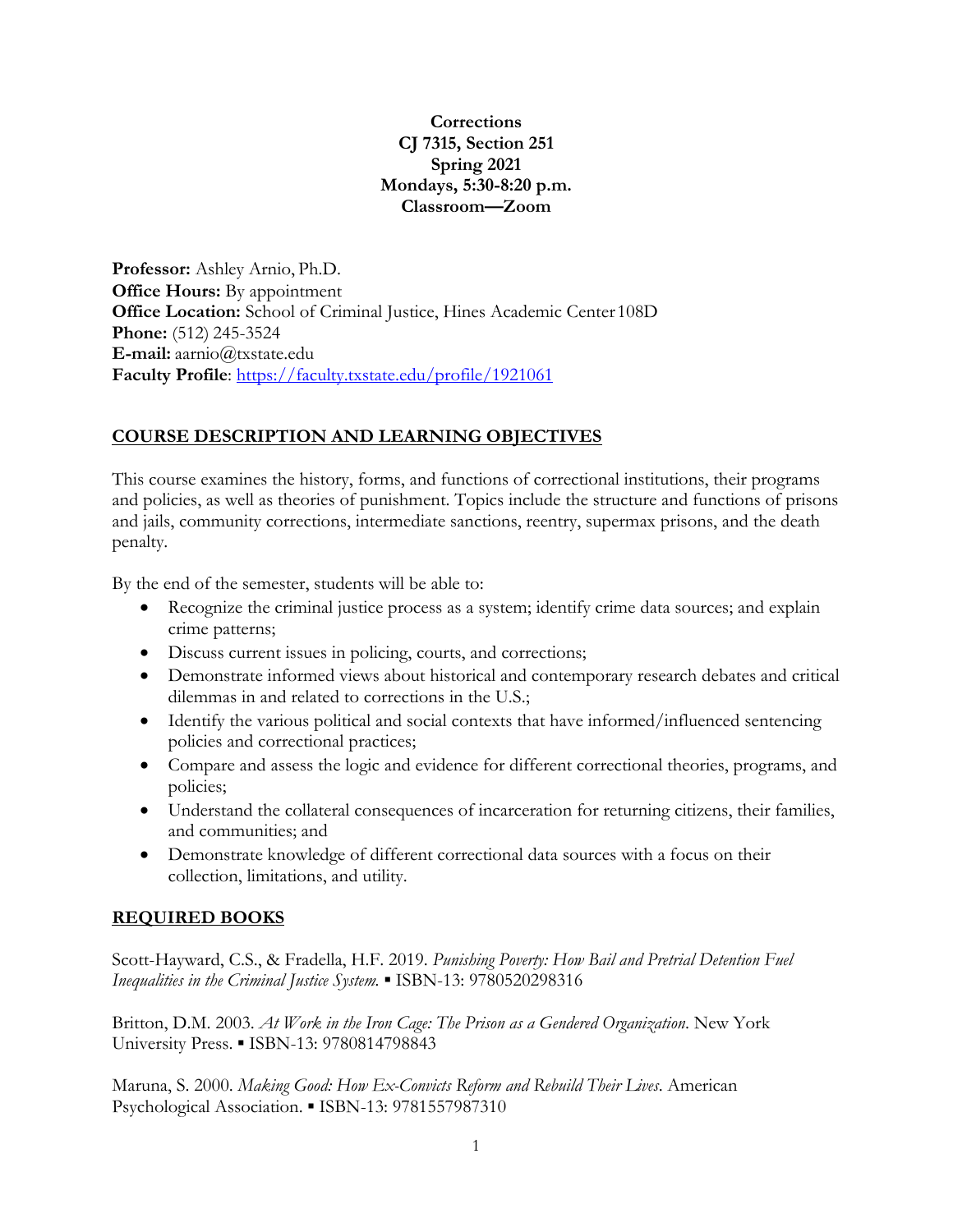**Corrections**
**CJ 7315, Section 251**
**Spring 2021**
**Mondays, 5:30-8:20 p.m.**
**Classroom—Zoom**

**Professor:** Ashley Arnio, Ph.D.
**Office Hours:** By appointment
**Office Location:** School of Criminal Justice, Hines Academic Center 108D
**Phone:** (512) 245-3524
**E-mail:** aarnio@txstate.edu
**Faculty Profile**: https://faculty.txstate.edu/profile/1921061

## COURSE DESCRIPTION AND LEARNING OBJECTIVES

This course examines the history, forms, and functions of correctional institutions, their programs and policies, as well as theories of punishment. Topics include the structure and functions of prisons and jails, community corrections, intermediate sanctions, reentry, supermax prisons, and the death penalty.

By the end of the semester, students will be able to:

- Recognize the criminal justice process as a system; identify crime data sources; and explain crime patterns;
- Discuss current issues in policing, courts, and corrections;
- Demonstrate informed views about historical and contemporary research debates and critical dilemmas in and related to corrections in the U.S.;
- Identify the various political and social contexts that have informed/influenced sentencing policies and correctional practices;
- Compare and assess the logic and evidence for different correctional theories, programs, and policies;
- Understand the collateral consequences of incarceration for returning citizens, their families, and communities; and
- Demonstrate knowledge of different correctional data sources with a focus on their collection, limitations, and utility.

## REQUIRED BOOKS

Scott-Hayward, C.S., & Fradella, H.F. 2019. *Punishing Poverty: How Bail and Pretrial Detention Fuel Inequalities in the Criminal Justice System.* ▪ ISBN-13: 9780520298316

Britton, D.M. 2003. *At Work in the Iron Cage: The Prison as a Gendered Organization*. New York University Press. ▪ ISBN-13: 9780814798843

Maruna, S. 2000. *Making Good: How Ex-Convicts Reform and Rebuild Their Lives.* American Psychological Association. ▪ ISBN-13: 9781557987310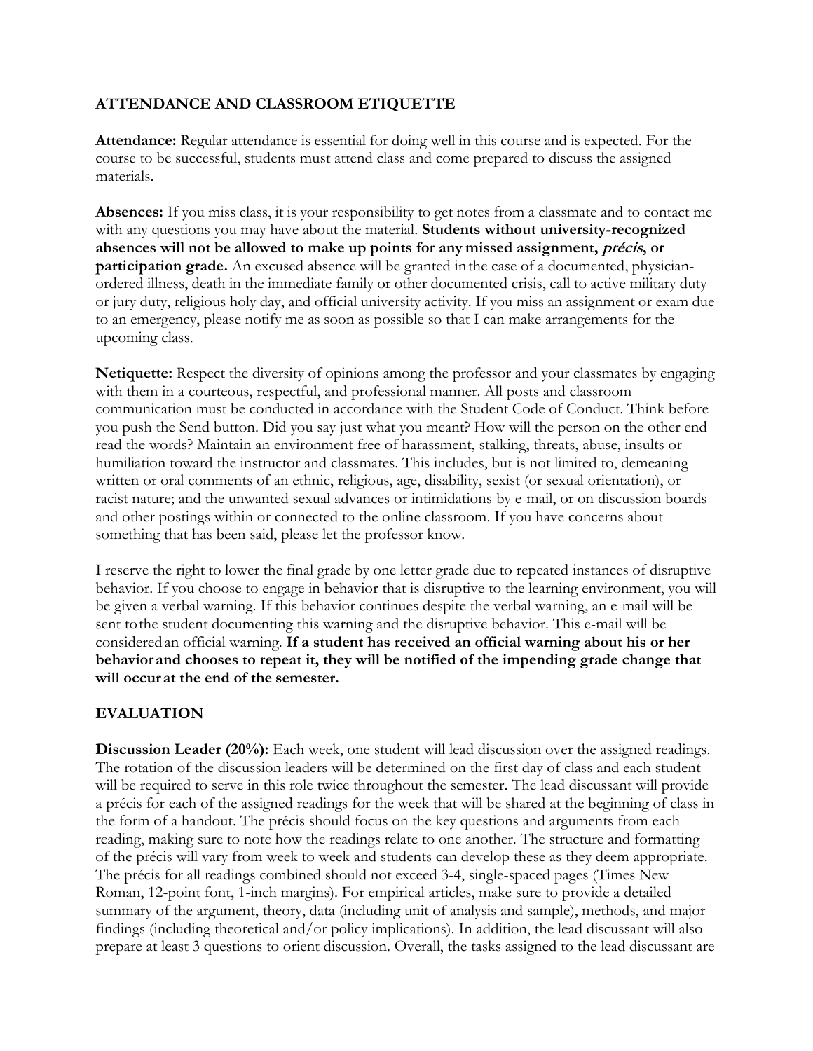## ATTENDANCE AND CLASSROOM ETIQUETTE

**Attendance:** Regular attendance is essential for doing well in this course and is expected. For the course to be successful, students must attend class and come prepared to discuss the assigned materials.

**Absences:** If you miss class, it is your responsibility to get notes from a classmate and to contact me with any questions you may have about the material. **Students without university-recognized absences will not be allowed to make up points for any missed assignment, *précis*, or participation grade.** An excused absence will be granted in the case of a documented, physician-ordered illness, death in the immediate family or other documented crisis, call to active military duty or jury duty, religious holy day, and official university activity. If you miss an assignment or exam due to an emergency, please notify me as soon as possible so that I can make arrangements for the upcoming class.

**Netiquette:** Respect the diversity of opinions among the professor and your classmates by engaging with them in a courteous, respectful, and professional manner. All posts and classroom communication must be conducted in accordance with the Student Code of Conduct. Think before you push the Send button. Did you say just what you meant? How will the person on the other end read the words? Maintain an environment free of harassment, stalking, threats, abuse, insults or humiliation toward the instructor and classmates. This includes, but is not limited to, demeaning written or oral comments of an ethnic, religious, age, disability, sexist (or sexual orientation), or racist nature; and the unwanted sexual advances or intimidations by e-mail, or on discussion boards and other postings within or connected to the online classroom. If you have concerns about something that has been said, please let the professor know.

I reserve the right to lower the final grade by one letter grade due to repeated instances of disruptive behavior. If you choose to engage in behavior that is disruptive to the learning environment, you will be given a verbal warning. If this behavior continues despite the verbal warning, an e-mail will be sent to the student documenting this warning and the disruptive behavior. This e-mail will be considered an official warning. **If a student has received an official warning about his or her behavior and chooses to repeat it, they will be notified of the impending grade change that will occur at the end of the semester.**

## EVALUATION

**Discussion Leader (20%):** Each week, one student will lead discussion over the assigned readings. The rotation of the discussion leaders will be determined on the first day of class and each student will be required to serve in this role twice throughout the semester. The lead discussant will provide a précis for each of the assigned readings for the week that will be shared at the beginning of class in the form of a handout. The précis should focus on the key questions and arguments from each reading, making sure to note how the readings relate to one another. The structure and formatting of the précis will vary from week to week and students can develop these as they deem appropriate. The précis for all readings combined should not exceed 3-4, single-spaced pages (Times New Roman, 12-point font, 1-inch margins). For empirical articles, make sure to provide a detailed summary of the argument, theory, data (including unit of analysis and sample), methods, and major findings (including theoretical and/or policy implications). In addition, the lead discussant will also prepare at least 3 questions to orient discussion. Overall, the tasks assigned to the lead discussant are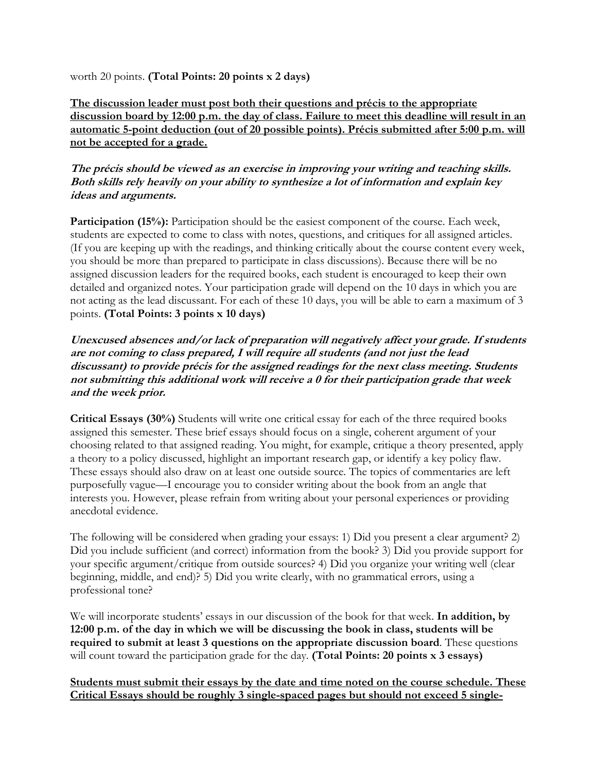worth 20 points. **(Total Points: 20 points x 2 days)**

<u>**The discussion leader must post both their questions and précis to the appropriate discussion board by 12:00 p.m. the day of class. Failure to meet this deadline will result in an automatic 5-point deduction (out of 20 possible points). Précis submitted after 5:00 p.m. will not be accepted for a grade.**</u>

***The précis should be viewed as an exercise in improving your writing and teaching skills. Both skills rely heavily on your ability to synthesize a lot of information and explain key ideas and arguments.***

**Participation (15%):** Participation should be the easiest component of the course. Each week, students are expected to come to class with notes, questions, and critiques for all assigned articles. (If you are keeping up with the readings, and thinking critically about the course content every week, you should be more than prepared to participate in class discussions). Because there will be no assigned discussion leaders for the required books, each student is encouraged to keep their own detailed and organized notes. Your participation grade will depend on the 10 days in which you are not acting as the lead discussant. For each of these 10 days, you will be able to earn a maximum of 3 points. **(Total Points: 3 points x 10 days)**

***Unexcused absences and/or lack of preparation will negatively affect your grade. If students are not coming to class prepared, I will require all students (and not just the lead discussant) to provide précis for the assigned readings for the next class meeting. Students not submitting this additional work will receive a 0 for their participation grade that week and the week prior.***

**Critical Essays (30%)** Students will write one critical essay for each of the three required books assigned this semester. These brief essays should focus on a single, coherent argument of your choosing related to that assigned reading. You might, for example, critique a theory presented, apply a theory to a policy discussed, highlight an important research gap, or identify a key policy flaw. These essays should also draw on at least one outside source. The topics of commentaries are left purposefully vague—I encourage you to consider writing about the book from an angle that interests you. However, please refrain from writing about your personal experiences or providing anecdotal evidence.

The following will be considered when grading your essays: 1) Did you present a clear argument? 2) Did you include sufficient (and correct) information from the book? 3) Did you provide support for your specific argument/critique from outside sources? 4) Did you organize your writing well (clear beginning, middle, and end)? 5) Did you write clearly, with no grammatical errors, using a professional tone?

We will incorporate students' essays in our discussion of the book for that week. **In addition, by 12:00 p.m. of the day in which we will be discussing the book in class, students will be required to submit at least 3 questions on the appropriate discussion board**. These questions will count toward the participation grade for the day. **(Total Points: 20 points x 3 essays)**

<u>**Students must submit their essays by the date and time noted on the course schedule. These Critical Essays should be roughly 3 single-spaced pages but should not exceed 5 single-**</u>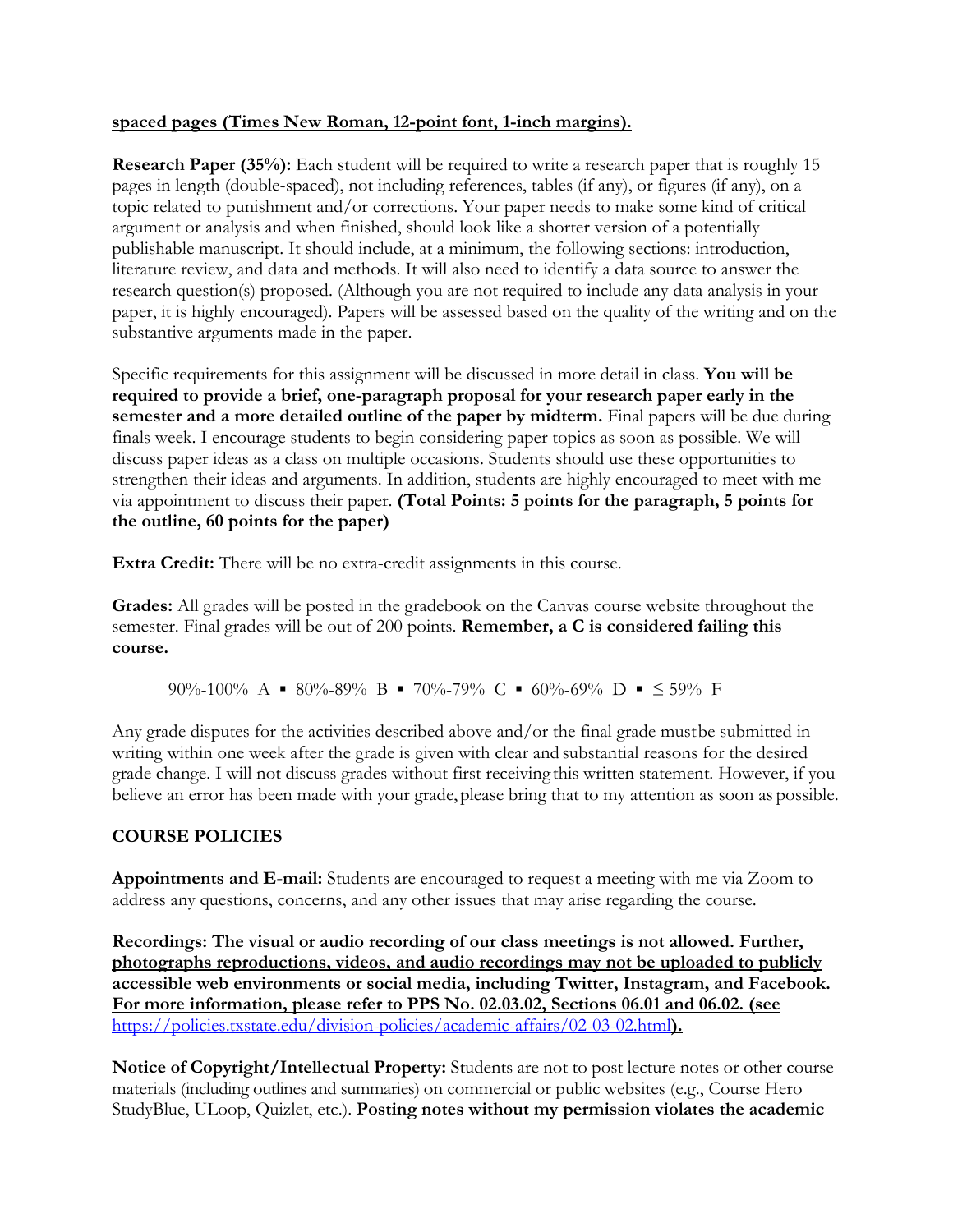**<u>spaced pages (Times New Roman, 12-point font, 1-inch margins).</u>**

**Research Paper (35%):** Each student will be required to write a research paper that is roughly 15 pages in length (double-spaced), not including references, tables (if any), or figures (if any), on a topic related to punishment and/or corrections. Your paper needs to make some kind of critical argument or analysis and when finished, should look like a shorter version of a potentially publishable manuscript. It should include, at a minimum, the following sections: introduction, literature review, and data and methods. It will also need to identify a data source to answer the research question(s) proposed. (Although you are not required to include any data analysis in your paper, it is highly encouraged). Papers will be assessed based on the quality of the writing and on the substantive arguments made in the paper.

Specific requirements for this assignment will be discussed in more detail in class. **You will be required to provide a brief, one-paragraph proposal for your research paper early in the semester and a more detailed outline of the paper by midterm.** Final papers will be due during finals week. I encourage students to begin considering paper topics as soon as possible. We will discuss paper ideas as a class on multiple occasions. Students should use these opportunities to strengthen their ideas and arguments. In addition, students are highly encouraged to meet with me via appointment to discuss their paper. **(Total Points: 5 points for the paragraph, 5 points for the outline, 60 points for the paper)**

**Extra Credit:** There will be no extra-credit assignments in this course.

**Grades:** All grades will be posted in the gradebook on the Canvas course website throughout the semester. Final grades will be out of 200 points. **Remember, a C is considered failing this course.**

90%-100% A ▪ 80%-89% B ▪ 70%-79% C ▪ 60%-69% D ▪ ≤ 59% F

Any grade disputes for the activities described above and/or the final grade must be submitted in writing within one week after the grade is given with clear and substantial reasons for the desired grade change. I will not discuss grades without first receiving this written statement. However, if you believe an error has been made with your grade, please bring that to my attention as soon as possible.

## <u>COURSE POLICIES</u>

**Appointments and E-mail:** Students are encouraged to request a meeting with me via Zoom to address any questions, concerns, and any other issues that may arise regarding the course.

**Recordings: <u>The visual or audio recording of our class meetings is not allowed. Further, photographs reproductions, videos, and audio recordings may not be uploaded to publicly accessible web environments or social media, including Twitter, Instagram, and Facebook. For more information, please refer to PPS No. 02.03.02, Sections 06.01 and 06.02. (see</u>** [https://policies.txstate.edu/division-policies/academic-affairs/02-03-02.html](https://policies.txstate.edu/division-policies/academic-affairs/02-03-02.html)**<u>).</u>**

**Notice of Copyright/Intellectual Property:** Students are not to post lecture notes or other course materials (including outlines and summaries) on commercial or public websites (e.g., Course Hero StudyBlue, ULoop, Quizlet, etc.). **Posting notes without my permission violates the academic**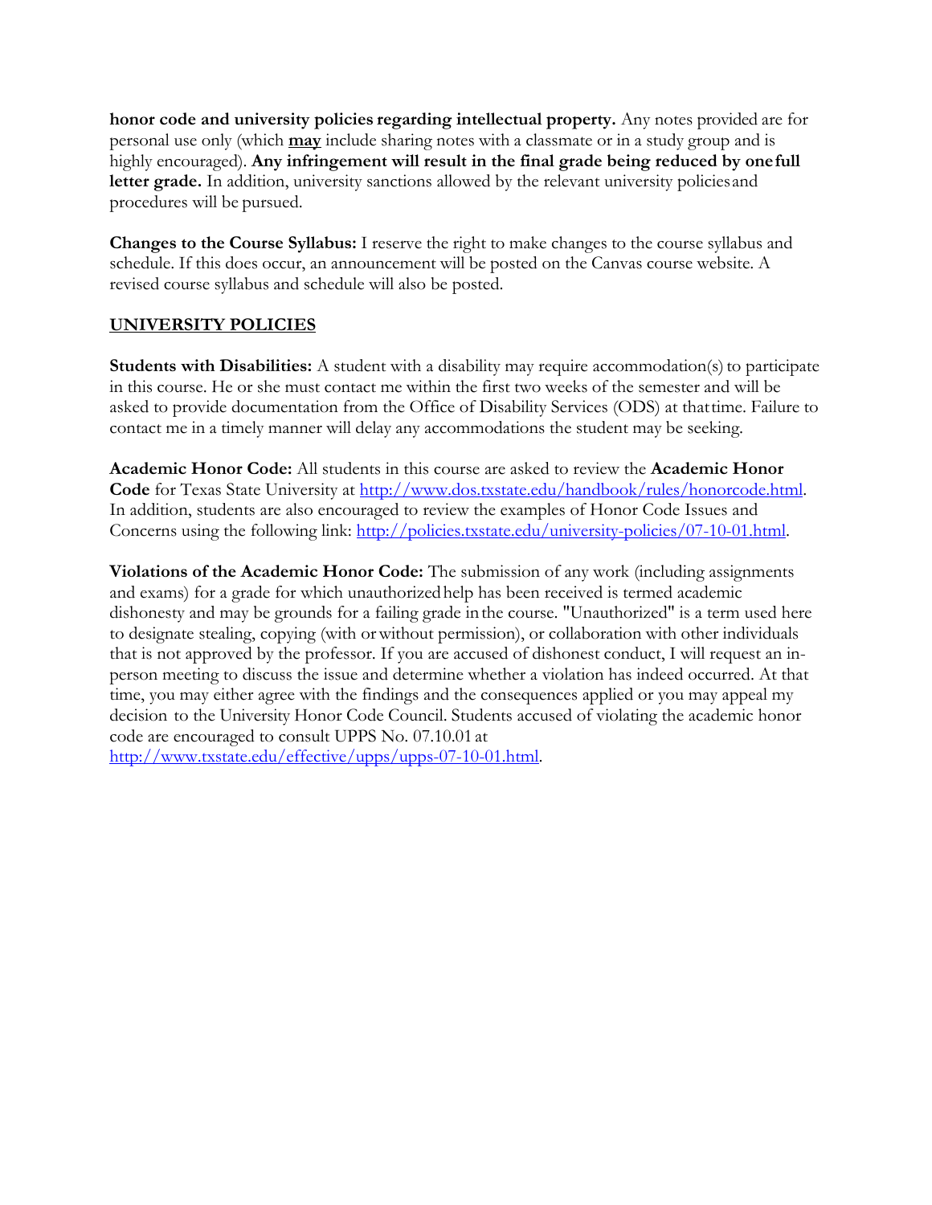**honor code and university policies regarding intellectual property.** Any notes provided are for personal use only (which **may** include sharing notes with a classmate or in a study group and is highly encouraged). **Any infringement will result in the final grade being reduced by one full letter grade.** In addition, university sanctions allowed by the relevant university policies and procedures will be pursued.

**Changes to the Course Syllabus:** I reserve the right to make changes to the course syllabus and schedule. If this does occur, an announcement will be posted on the Canvas course website. A revised course syllabus and schedule will also be posted.

## UNIVERSITY POLICIES

**Students with Disabilities:** A student with a disability may require accommodation(s) to participate in this course. He or she must contact me within the first two weeks of the semester and will be asked to provide documentation from the Office of Disability Services (ODS) at that time. Failure to contact me in a timely manner will delay any accommodations the student may be seeking.

**Academic Honor Code:** All students in this course are asked to review the **Academic Honor Code** for Texas State University at http://www.dos.txstate.edu/handbook/rules/honorcode.html. In addition, students are also encouraged to review the examples of Honor Code Issues and Concerns using the following link: http://policies.txstate.edu/university-policies/07-10-01.html.

**Violations of the Academic Honor Code:** The submission of any work (including assignments and exams) for a grade for which unauthorized help has been received is termed academic dishonesty and may be grounds for a failing grade in the course. "Unauthorized" is a term used here to designate stealing, copying (with or without permission), or collaboration with other individuals that is not approved by the professor. If you are accused of dishonest conduct, I will request an in-person meeting to discuss the issue and determine whether a violation has indeed occurred. At that time, you may either agree with the findings and the consequences applied or you may appeal my decision to the University Honor Code Council. Students accused of violating the academic honor code are encouraged to consult UPPS No. 07.10.01 at http://www.txstate.edu/effective/upps/upps-07-10-01.html.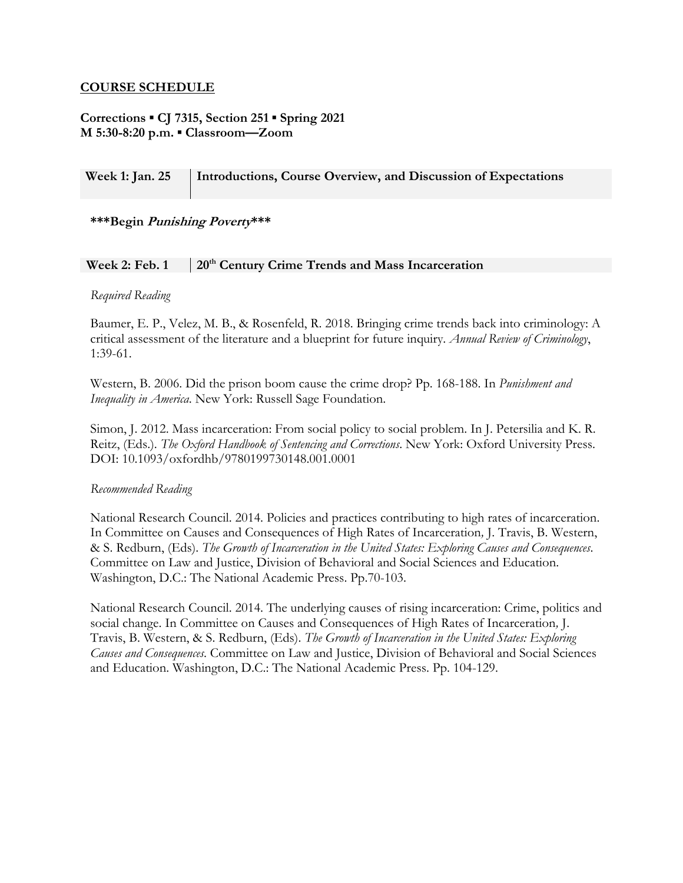## COURSE SCHEDULE

**Corrections ▪ CJ 7315, Section 251 ▪ Spring 2021**
**M 5:30-8:20 p.m. ▪ Classroom—Zoom**

| **Week 1: Jan. 25** | **Introductions, Course Overview, and Discussion of Expectations** |
| --- | --- |

**\*\*\*Begin *Punishing Poverty*\*\*\***

| **Week 2: Feb. 1** | **20th Century Crime Trends and Mass Incarceration** |
| --- | --- |

*Required Reading*

Baumer, E. P., Velez, M. B., & Rosenfeld, R. 2018. Bringing crime trends back into criminology: A critical assessment of the literature and a blueprint for future inquiry. *Annual Review of Criminology*, 1:39-61.

Western, B. 2006. Did the prison boom cause the crime drop? Pp. 168-188. In *Punishment and Inequality in America*. New York: Russell Sage Foundation.

Simon, J. 2012. Mass incarceration: From social policy to social problem. In J. Petersilia and K. R. Reitz, (Eds.). *The Oxford Handbook of Sentencing and Corrections*. New York: Oxford University Press. DOI: 10.1093/oxfordhb/9780199730148.001.0001

*Recommended Reading*

National Research Council. 2014. Policies and practices contributing to high rates of incarceration. In Committee on Causes and Consequences of High Rates of Incarceration*,* J. Travis, B. Western, & S. Redburn, (Eds). *The Growth of Incarceration in the United States: Exploring Causes and Consequences*. Committee on Law and Justice, Division of Behavioral and Social Sciences and Education. Washington, D.C.: The National Academic Press. Pp.70-103.

National Research Council. 2014. The underlying causes of rising incarceration: Crime, politics and social change. In Committee on Causes and Consequences of High Rates of Incarceration*,* J. Travis, B. Western, & S. Redburn, (Eds). *The Growth of Incarceration in the United States: Exploring Causes and Consequences*. Committee on Law and Justice, Division of Behavioral and Social Sciences and Education. Washington, D.C.: The National Academic Press. Pp. 104-129.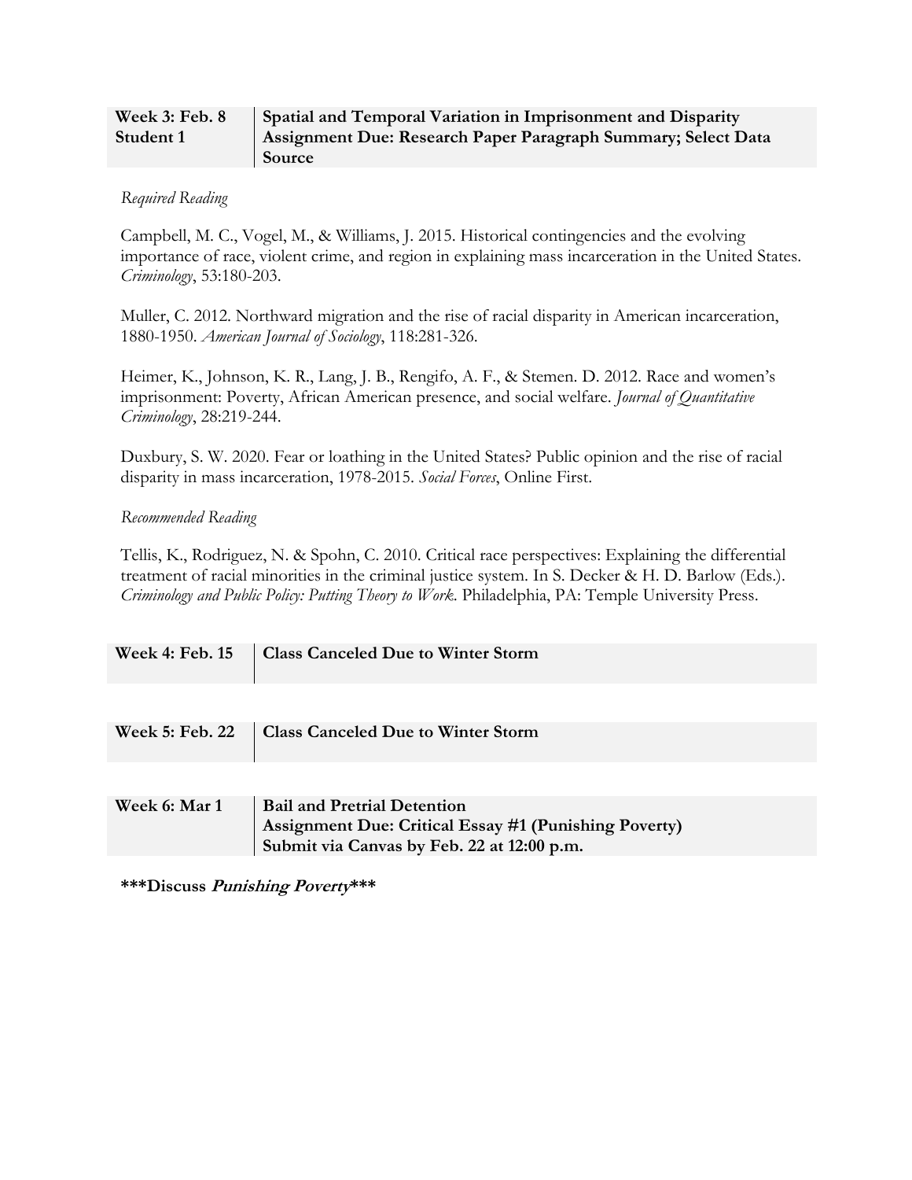| **Week 3: Feb. 8**<br>**Student 1** | **Spatial and Temporal Variation in Imprisonment and Disparity**<br>**Assignment Due: Research Paper Paragraph Summary; Select Data Source** |
|---|---|

*Required Reading*

Campbell, M. C., Vogel, M., & Williams, J. 2015. Historical contingencies and the evolving importance of race, violent crime, and region in explaining mass incarceration in the United States. *Criminology*, 53:180-203.

Muller, C. 2012. Northward migration and the rise of racial disparity in American incarceration, 1880-1950. *American Journal of Sociology*, 118:281-326.

Heimer, K., Johnson, K. R., Lang, J. B., Rengifo, A. F., & Stemen. D. 2012. Race and women's imprisonment: Poverty, African American presence, and social welfare. *Journal of Quantitative Criminology*, 28:219-244.

Duxbury, S. W. 2020. Fear or loathing in the United States? Public opinion and the rise of racial disparity in mass incarceration, 1978-2015. *Social Forces*, Online First.

*Recommended Reading*

Tellis, K., Rodriguez, N. & Spohn, C. 2010. Critical race perspectives: Explaining the differential treatment of racial minorities in the criminal justice system. In S. Decker & H. D. Barlow (Eds.). *Criminology and Public Policy: Putting Theory to Work*. Philadelphia, PA: Temple University Press.

| **Week 4: Feb. 15** | **Class Canceled Due to Winter Storm** |
|---|---|

| **Week 5: Feb. 22** | **Class Canceled Due to Winter Storm** |
|---|---|

| **Week 6: Mar 1** | **Bail and Pretrial Detention**<br>**Assignment Due: Critical Essay #1 (Punishing Poverty)**<br>**Submit via Canvas by Feb. 22 at 12:00 p.m.** |
|---|---|

**\*\*\*Discuss *Punishing Poverty*\*\*\***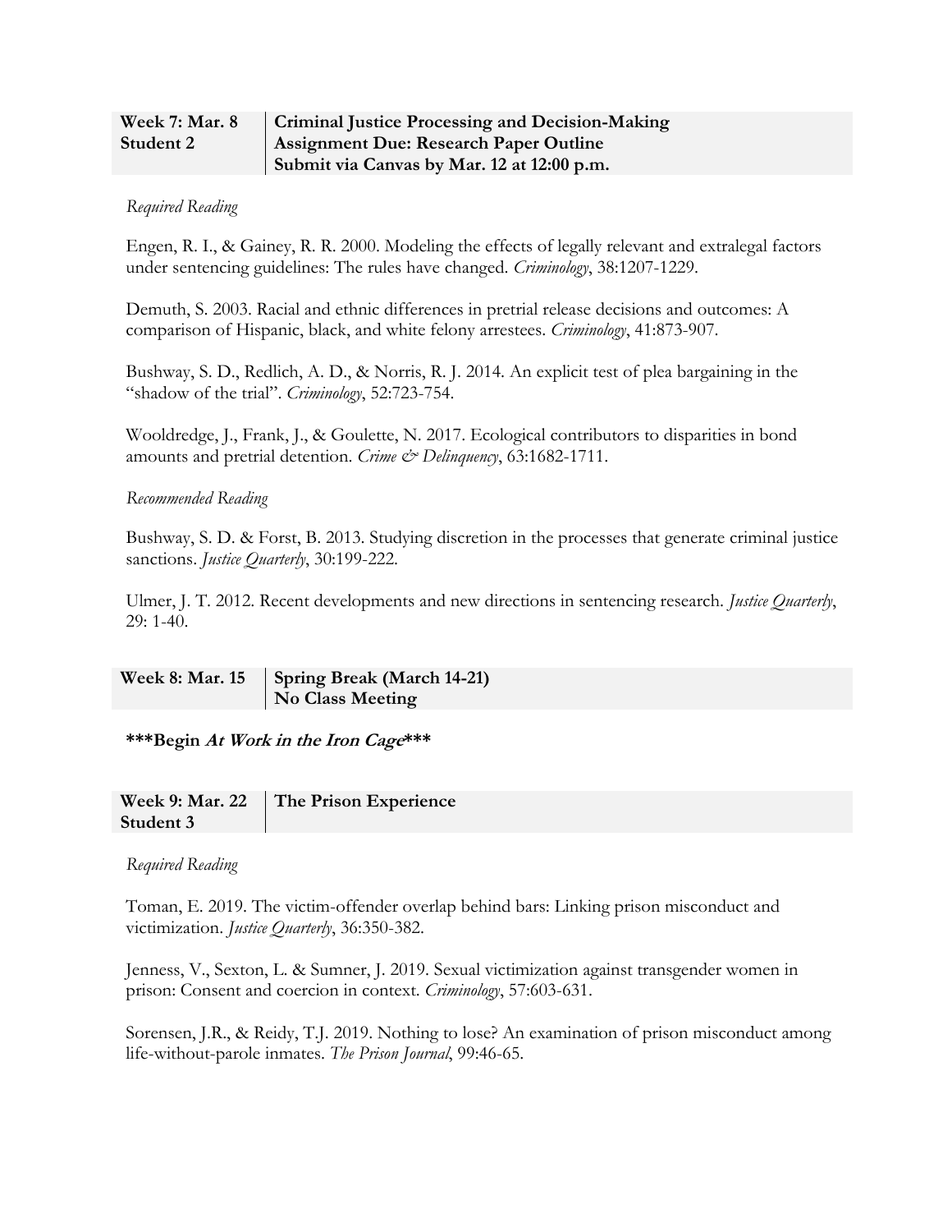| Week 7: Mar. 8<br>Student 2 | **Criminal Justice Processing and Decision-Making**<br>**Assignment Due: Research Paper Outline**<br>**Submit via Canvas by Mar. 12 at 12:00 p.m.** |
|---|---|

*Required Reading*

Engen, R. I., & Gainey, R. R. 2000. Modeling the effects of legally relevant and extralegal factors under sentencing guidelines: The rules have changed. *Criminology*, 38:1207-1229.

Demuth, S. 2003. Racial and ethnic differences in pretrial release decisions and outcomes: A comparison of Hispanic, black, and white felony arrestees. *Criminology*, 41:873-907.

Bushway, S. D., Redlich, A. D., & Norris, R. J. 2014. An explicit test of plea bargaining in the "shadow of the trial". *Criminology*, 52:723-754.

Wooldredge, J., Frank, J., & Goulette, N. 2017. Ecological contributors to disparities in bond amounts and pretrial detention. *Crime & Delinquency*, 63:1682-1711.

*Recommended Reading*

Bushway, S. D. & Forst, B. 2013. Studying discretion in the processes that generate criminal justice sanctions. *Justice Quarterly*, 30:199-222.

Ulmer, J. T. 2012. Recent developments and new directions in sentencing research. *Justice Quarterly*, 29: 1-40.

| Week 8: Mar. 15 | **Spring Break (March 14-21)**<br>**No Class Meeting** |
|---|---|

**\*\*\*Begin *At Work in the Iron Cage*\*\*\***

| Week 9: Mar. 22<br>Student 3 | **The Prison Experience** |
|---|---|

*Required Reading*

Toman, E. 2019. The victim-offender overlap behind bars: Linking prison misconduct and victimization. *Justice Quarterly*, 36:350-382.

Jenness, V., Sexton, L. & Sumner, J. 2019. Sexual victimization against transgender women in prison: Consent and coercion in context. *Criminology*, 57:603-631.

Sorensen, J.R., & Reidy, T.J. 2019. Nothing to lose? An examination of prison misconduct among life-without-parole inmates. *The Prison Journal*, 99:46-65.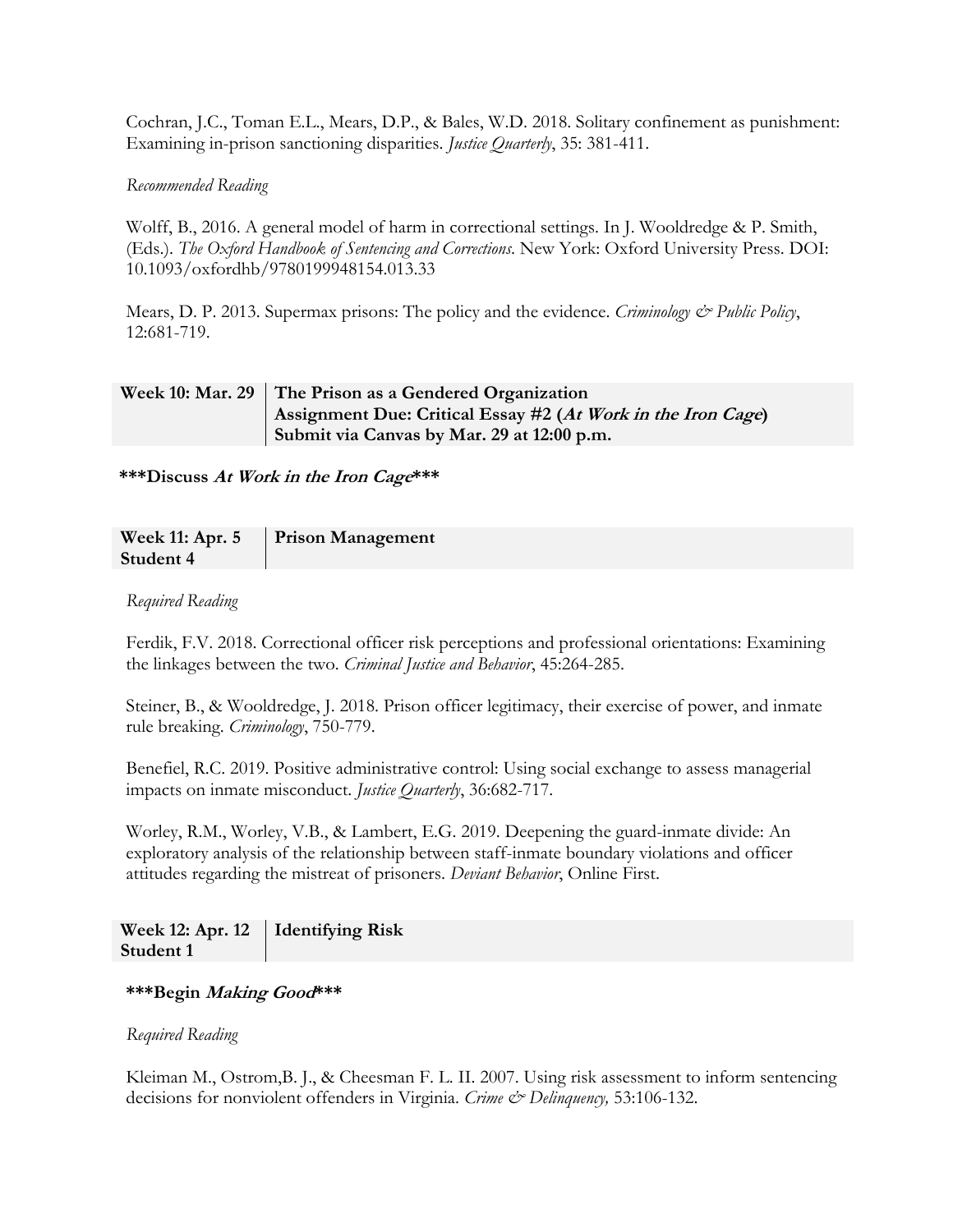Cochran, J.C., Toman E.L., Mears, D.P., & Bales, W.D. 2018. Solitary confinement as punishment: Examining in-prison sanctioning disparities. *Justice Quarterly*, 35: 381-411.

*Recommended Reading*

Wolff, B., 2016. A general model of harm in correctional settings. In J. Wooldredge & P. Smith, (Eds.). *The Oxford Handbook of Sentencing and Corrections*. New York: Oxford University Press. DOI: 10.1093/oxfordhb/9780199948154.013.33

Mears, D. P. 2013. Supermax prisons: The policy and the evidence. *Criminology & Public Policy*, 12:681-719.

| **Week 10: Mar. 29** | **The Prison as a Gendered Organization**<br>**Assignment Due: Critical Essay #2 (*At Work in the Iron Cage*)**<br>**Submit via Canvas by Mar. 29 at 12:00 p.m.** |
|---|---|

**\*\*\*Discuss *At Work in the Iron Cage*\*\*\***

| **Week 11: Apr. 5**<br>**Student 4** | **Prison Management** |
|---|---|

*Required Reading*

Ferdik, F.V. 2018. Correctional officer risk perceptions and professional orientations: Examining the linkages between the two. *Criminal Justice and Behavior*, 45:264-285.

Steiner, B., & Wooldredge, J. 2018. Prison officer legitimacy, their exercise of power, and inmate rule breaking. *Criminology*, 750-779.

Benefiel, R.C. 2019. Positive administrative control: Using social exchange to assess managerial impacts on inmate misconduct. *Justice Quarterly*, 36:682-717.

Worley, R.M., Worley, V.B., & Lambert, E.G. 2019. Deepening the guard-inmate divide: An exploratory analysis of the relationship between staff-inmate boundary violations and officer attitudes regarding the mistreat of prisoners. *Deviant Behavior*, Online First.

| **Week 12: Apr. 12**<br>**Student 1** | **Identifying Risk** |
|---|---|

**\*\*\*Begin *Making Good*\*\*\***

*Required Reading*

Kleiman M., Ostrom,B. J., & Cheesman F. L. II. 2007. Using risk assessment to inform sentencing decisions for nonviolent offenders in Virginia. *Crime & Delinquency,* 53:106-132.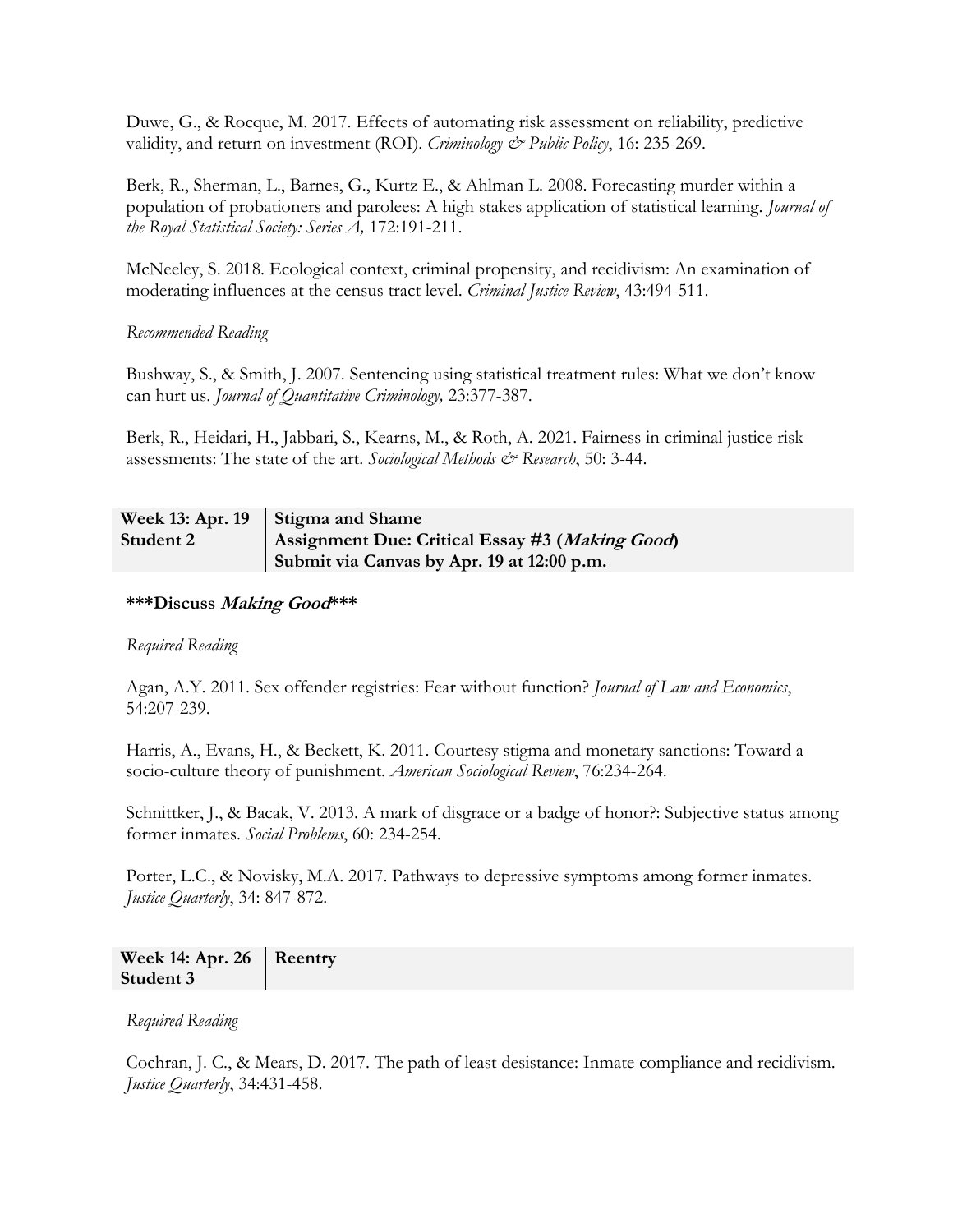Duwe, G., & Rocque, M. 2017. Effects of automating risk assessment on reliability, predictive validity, and return on investment (ROI). *Criminology & Public Policy*, 16: 235-269.

Berk, R., Sherman, L., Barnes, G., Kurtz E., & Ahlman L. 2008. Forecasting murder within a population of probationers and parolees: A high stakes application of statistical learning. *Journal of the Royal Statistical Society: Series A,* 172:191-211.

McNeeley, S. 2018. Ecological context, criminal propensity, and recidivism: An examination of moderating influences at the census tract level. *Criminal Justice Review*, 43:494-511.

*Recommended Reading*

Bushway, S., & Smith, J. 2007. Sentencing using statistical treatment rules: What we don't know can hurt us. *Journal of Quantitative Criminology,* 23:377-387.

Berk, R., Heidari, H., Jabbari, S., Kearns, M., & Roth, A. 2021. Fairness in criminal justice risk assessments: The state of the art. *Sociological Methods & Research*, 50: 3-44.

| **Week 13: Apr. 19**<br>**Student 2** | **Stigma and Shame**<br>**Assignment Due: Critical Essay #3 (*Making Good*)**<br>**Submit via Canvas by Apr. 19 at 12:00 p.m.** |
|---|---|

**\*\*\*Discuss *Making Good*\*\*\***

*Required Reading*

Agan, A.Y. 2011. Sex offender registries: Fear without function? *Journal of Law and Economics*, 54:207-239.

Harris, A., Evans, H., & Beckett, K. 2011. Courtesy stigma and monetary sanctions: Toward a socio-culture theory of punishment. *American Sociological Review*, 76:234-264.

Schnittker, J., & Bacak, V. 2013. A mark of disgrace or a badge of honor?: Subjective status among former inmates. *Social Problems*, 60: 234-254.

Porter, L.C., & Novisky, M.A. 2017. Pathways to depressive symptoms among former inmates. *Justice Quarterly*, 34: 847-872.

| **Week 14: Apr. 26**<br>**Student 3** | **Reentry** |
|---|---|

*Required Reading*

Cochran, J. C., & Mears, D. 2017. The path of least desistance: Inmate compliance and recidivism. *Justice Quarterly*, 34:431-458.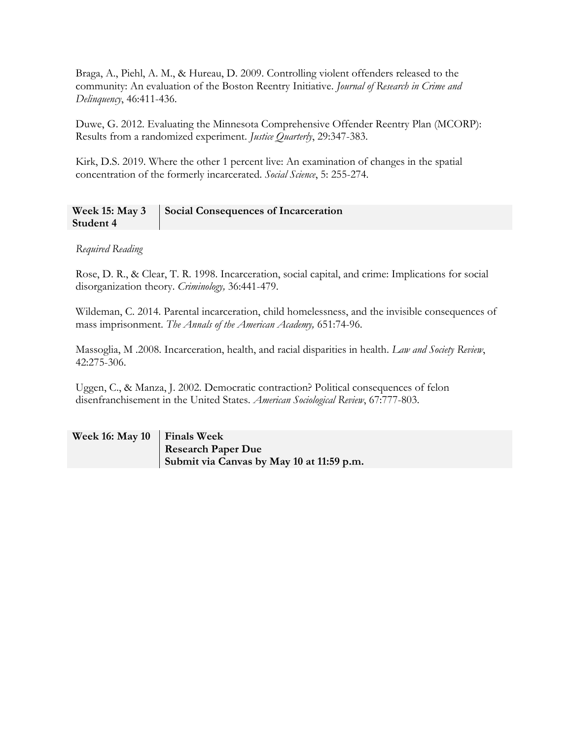Braga, A., Piehl, A. M., & Hureau, D. 2009. Controlling violent offenders released to the community: An evaluation of the Boston Reentry Initiative. *Journal of Research in Crime and Delinquency*, 46:411-436.

Duwe, G. 2012. Evaluating the Minnesota Comprehensive Offender Reentry Plan (MCORP): Results from a randomized experiment. *Justice Quarterly*, 29:347-383.

Kirk, D.S. 2019. Where the other 1 percent live: An examination of changes in the spatial concentration of the formerly incarcerated. *Social Science*, 5: 255-274.

| | |
|---|---|
| **Week 15: May 3** **Student 4** | **Social Consequences of Incarceration** |

*Required Reading*

Rose, D. R., & Clear, T. R. 1998. Incarceration, social capital, and crime: Implications for social disorganization theory. *Criminology,* 36:441-479.

Wildeman, C. 2014. Parental incarceration, child homelessness, and the invisible consequences of mass imprisonment. *The Annals of the American Academy,* 651:74-96.

Massoglia, M .2008. Incarceration, health, and racial disparities in health. *Law and Society Review*, 42:275-306.

Uggen, C., & Manza, J. 2002. Democratic contraction? Political consequences of felon disenfranchisement in the United States. *American Sociological Review*, 67:777-803.

| | |
|---|---|
| **Week 16: May 10** | **Finals Week** **Research Paper Due** **Submit via Canvas by May 10 at 11:59 p.m.** |